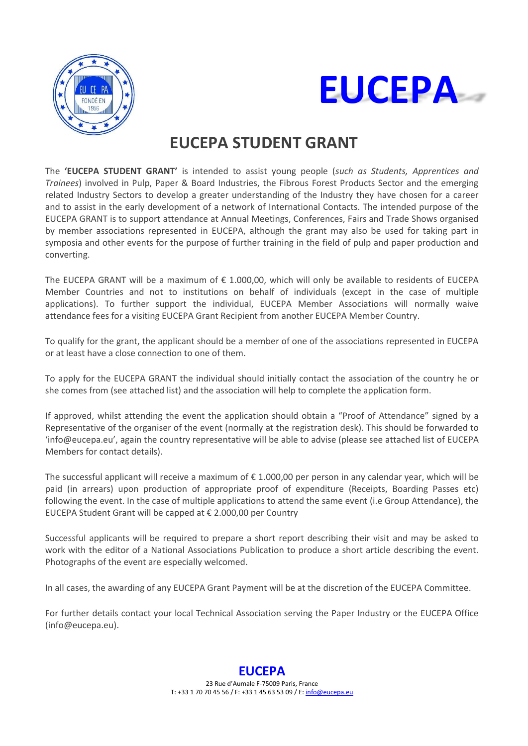# EUCEPA

## EUCEPA STUDENT GRANT

The **'EUCEPA STUDENT GRANT'** is intended to assist young people (*such as Students, Apprentices and Trainees*) involved in Pulp, Paper & Board Industries, the Fibrous Forest Products Sector and the emerging related Industry Sectors to develop a greater understanding of the Industry they have chosen for a career and to assist in the early development of a network of International Contacts. The intended purpose of the EUCEPA GRANT is to support attendance at Annual Meetings, Conferences, Fairs and Trade Shows organised by member associations represented in EUCEPA, although the grant may also be used for taking part in symposia and other events for the purpose of further training in the field of pulp and paper production and converting.

The EUCEPA GRANT will be a maximum of € 1.000,00, which will only be available to residents of EUCEPA Member Countries and not to institutions on behalf of individuals (except in the case of multiple applications). To further support the individual, EUCEPA Member Associations will normally waive attendance fees for a visiting EUCEPA Grant Recipient from another EUCEPA Member Country.

To qualify for the grant, the applicant should be a member of one of the associations represented in EUCEPA or at least have a close connection to one of them.

To apply for the EUCEPA GRANT the individual should initially contact the association of the country he or she comes from (see attached list) and the association will help to complete the application form.

If approved, whilst attending the event the application should obtain a "Proof of Attendance" signed by a Representative of the organiser of the event (normally at the registration desk). This should be forwarded to 'info@eucepa.eu', again the country representative will be able to advise (please see attached list of EUCEPA Members for contact details).

The successful applicant will receive a maximum of € 1.000,00 per person in any calendar year, which will be paid (in arrears) upon production of appropriate proof of expenditure (Receipts, Boarding Passes etc) following the event. In the case of multiple applications to attend the same event (i.e Group Attendance), the EUCEPA Student Grant will be capped at € 2.000,00 per Country

Successful applicants will be required to prepare a short report describing their visit and may be asked to work with the editor of a National Associations Publication to produce a short article describing the event. Photographs of the event are especially welcomed.

In all cases, the awarding of any EUCEPA Grant Payment will be at the discretion of the EUCEPA Committee.

For further details contact your local Technical Association serving the Paper Industry or the EUCEPA Office (info@eucepa.eu).

**EUCEPA**
23 Rue d'Aumale F-75009 Paris, France
T: +33 1 70 70 45 56 / F: +33 1 45 63 53 09 / E: info@eucepa.eu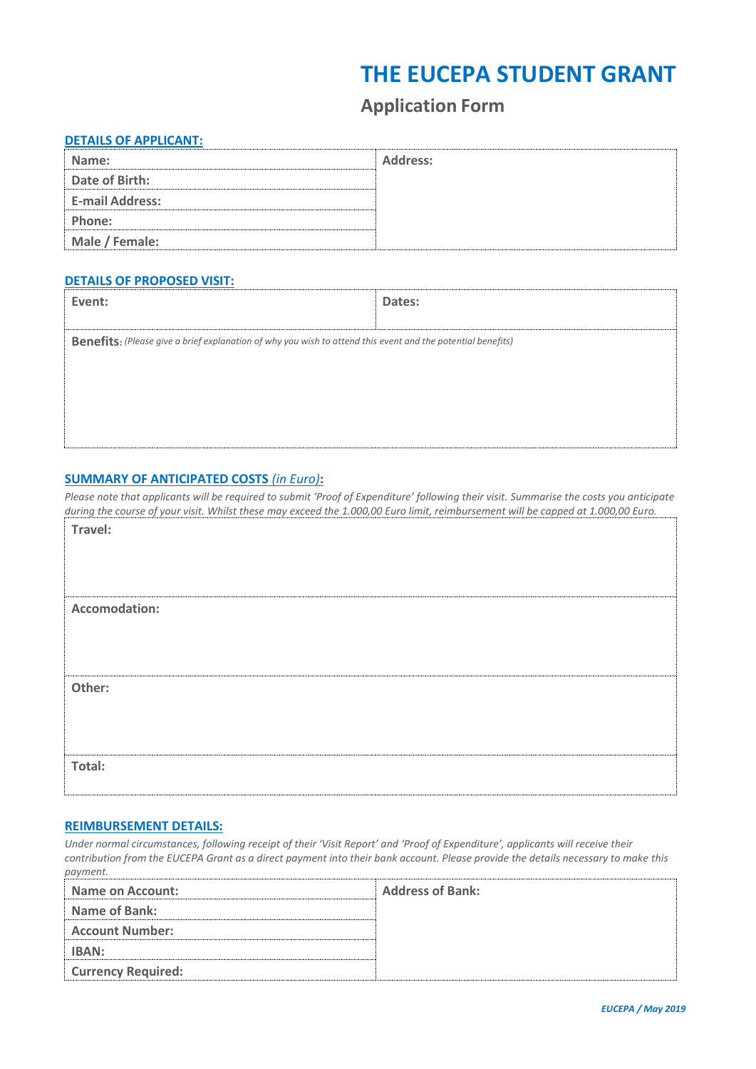# THE EUCEPA STUDENT GRANT

## Application Form

**DETAILS OF APPLICANT:**

| | |
|---|---|
| **Name:** | **Address:** |
| **Date of Birth:** | |
| **E-mail Address:** | |
| **Phone:** | |
| **Male / Female:** | |

**DETAILS OF PROPOSED VISIT:**

| | |
|---|---|
| **Event:** | **Dates:** |
| **Benefits**: *(Please give a brief explanation of why you wish to attend this event and the potential benefits)* | |

**SUMMARY OF ANTICIPATED COSTS** *(in Euro)***:**

*Please note that applicants will be required to submit 'Proof of Expenditure' following their visit. Summarise the costs you anticipate during the course of your visit. Whilst these may exceed the 1.000,00 Euro limit, reimbursement will be capped at 1.000,00 Euro.*

| |
|---|
| **Travel:** |
| **Accomodation:** |
| **Other:** |
| **Total:** |

**REIMBURSEMENT DETAILS:**

*Under normal circumstances, following receipt of their 'Visit Report' and 'Proof of Expenditure', applicants will receive their contribution from the EUCEPA Grant as a direct payment into their bank account. Please provide the details necessary to make this payment.*

| | |
|---|---|
| **Name on Account:** | **Address of Bank:** |
| **Name of Bank:** | |
| **Account Number:** | |
| **IBAN:** | |
| **Currency Required:** | |